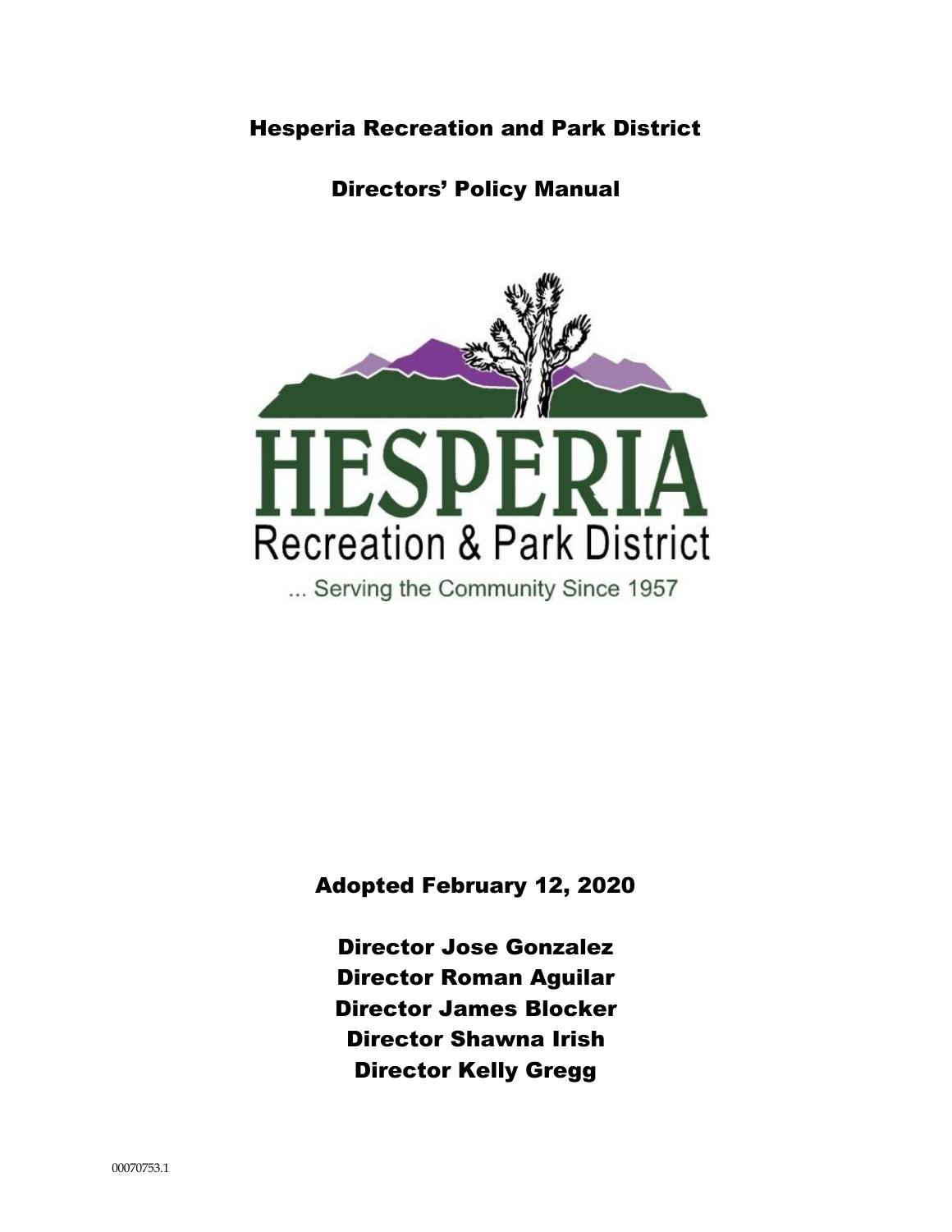# Hesperia Recreation and Park District

## Directors' Policy Manual

HESPERIA

Recreation & Park District

... Serving the Community Since 1957

**Adopted February 12, 2020**

**Director Jose Gonzalez**
**Director Roman Aguilar**
**Director James Blocker**
**Director Shawna Irish**
**Director Kelly Gregg**

00070753.1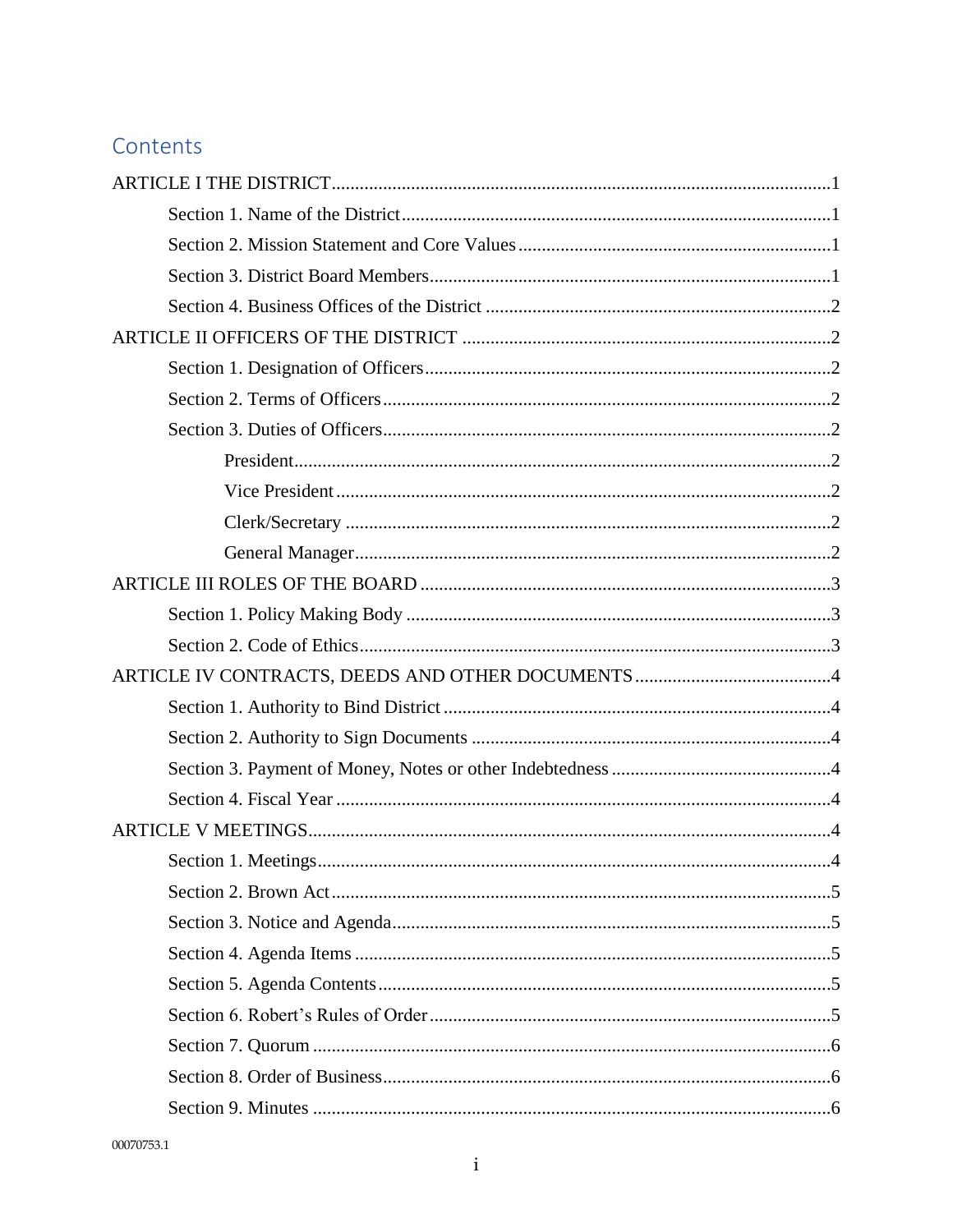# Contents

ARTICLE I THE DISTRICT .......... 1

- Section 1. Name of the District .......... 1
- Section 2. Mission Statement and Core Values .......... 1
- Section 3. District Board Members .......... 1
- Section 4. Business Offices of the District .......... 2

ARTICLE II OFFICERS OF THE DISTRICT .......... 2

- Section 1. Designation of Officers .......... 2
- Section 2. Terms of Officers .......... 2
- Section 3. Duties of Officers .......... 2
  - President .......... 2
  - Vice President .......... 2
  - Clerk/Secretary .......... 2
  - General Manager .......... 2

ARTICLE III ROLES OF THE BOARD .......... 3

- Section 1. Policy Making Body .......... 3
- Section 2. Code of Ethics .......... 3

ARTICLE IV CONTRACTS, DEEDS AND OTHER DOCUMENTS .......... 4

- Section 1. Authority to Bind District .......... 4
- Section 2. Authority to Sign Documents .......... 4
- Section 3. Payment of Money, Notes or other Indebtedness .......... 4
- Section 4. Fiscal Year .......... 4

ARTICLE V MEETINGS .......... 4

- Section 1. Meetings .......... 4
- Section 2. Brown Act .......... 5
- Section 3. Notice and Agenda .......... 5
- Section 4. Agenda Items .......... 5
- Section 5. Agenda Contents .......... 5
- Section 6. Robert's Rules of Order .......... 5
- Section 7. Quorum .......... 6
- Section 8. Order of Business .......... 6
- Section 9. Minutes .......... 6

00070753.1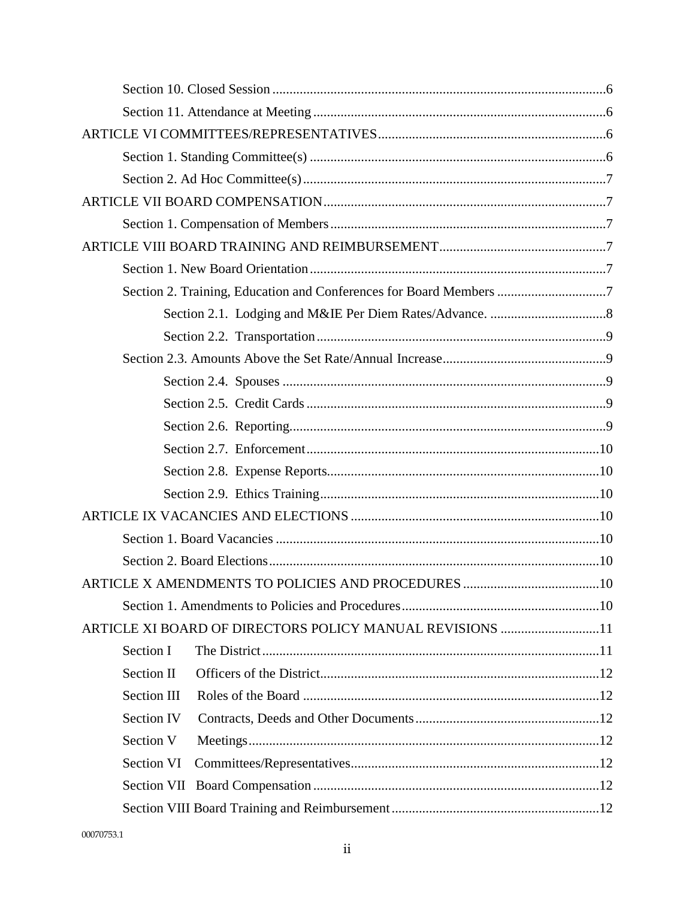Section 10. Closed Session ..................................................................................................6

Section 11. Attendance at Meeting ......................................................................................6

ARTICLE VI COMMITTEES/REPRESENTATIVES ..................................................................6

Section 1. Standing Committee(s) .......................................................................................6

Section 2. Ad Hoc Committee(s) .........................................................................................7

ARTICLE VII BOARD COMPENSATION ..................................................................................7

Section 1. Compensation of Members .................................................................................7

ARTICLE VIII BOARD TRAINING AND REIMBURSEMENT .................................................7

Section 1. New Board Orientation .......................................................................................7

Section 2. Training, Education and Conferences for Board Members ................................7

Section 2.1. Lodging and M&IE Per Diem Rates/Advance. ..................................8

Section 2.2. Transportation .....................................................................................9

Section 2.3. Amounts Above the Set Rate/Annual Increase ................................................9

Section 2.4. Spouses ...............................................................................................9

Section 2.5. Credit Cards ........................................................................................9

Section 2.6. Reporting .............................................................................................9

Section 2.7. Enforcement ......................................................................................10

Section 2.8. Expense Reports ................................................................................10

Section 2.9. Ethics Training ..................................................................................10

ARTICLE IX VACANCIES AND ELECTIONS .........................................................................10

Section 1. Board Vacancies ...............................................................................................10

Section 2. Board Elections .................................................................................................10

ARTICLE X AMENDMENTS TO POLICIES AND PROCEDURES ........................................10

Section 1. Amendments to Policies and Procedures ..........................................................10

ARTICLE XI BOARD OF DIRECTORS POLICY MANUAL REVISIONS .............................11

Section I The District ...................................................................................................11

Section II Officers of the District ..................................................................................12

Section III Roles of the Board .......................................................................................12

Section IV Contracts, Deeds and Other Documents ......................................................12

Section V Meetings .......................................................................................................12

Section VI Committees/Representatives .........................................................................12

Section VII Board Compensation ....................................................................................12

Section VIII Board Training and Reimbursement .............................................................12

00070753.1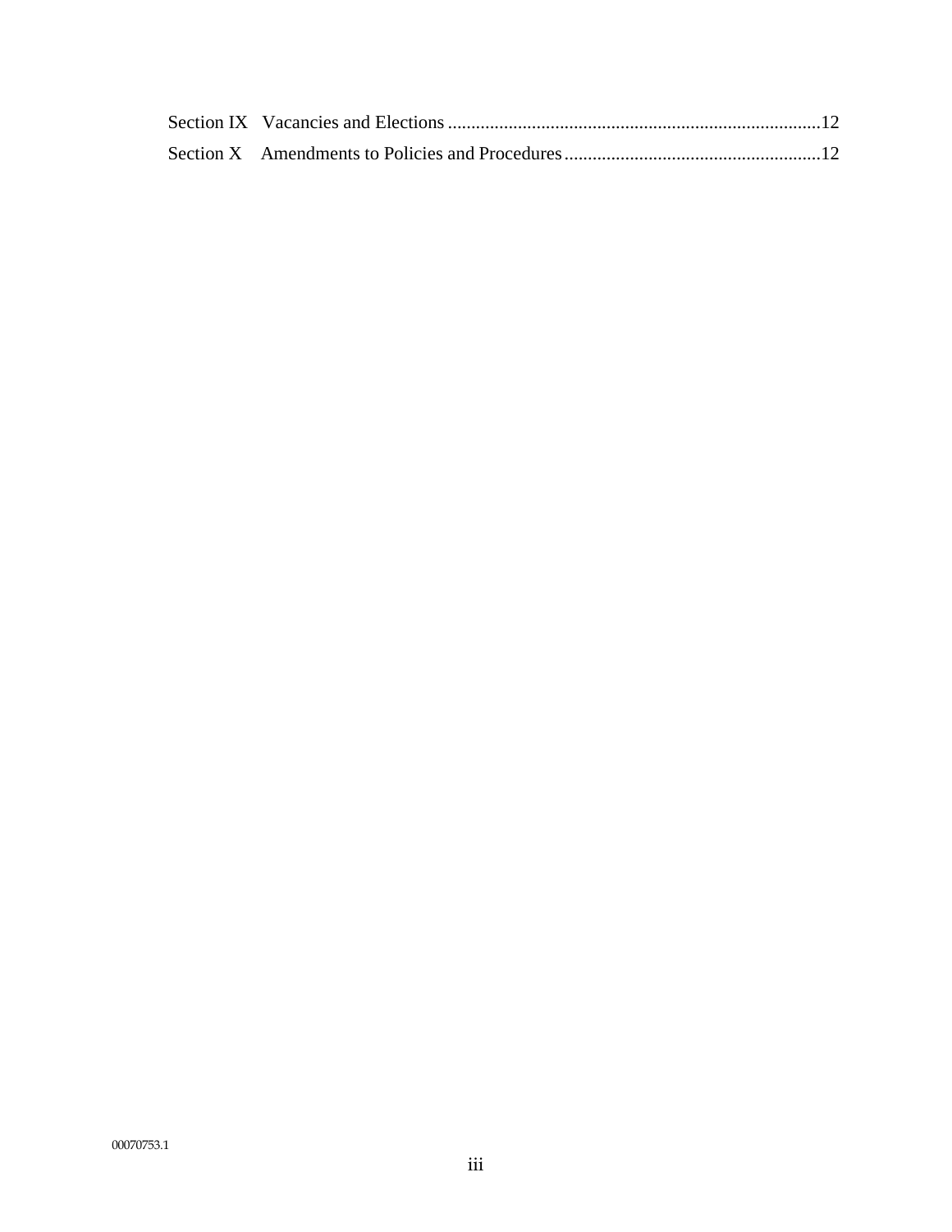Section IX Vacancies and Elections ................................................................................12

Section X Amendments to Policies and Procedures.......................................................12

00070753.1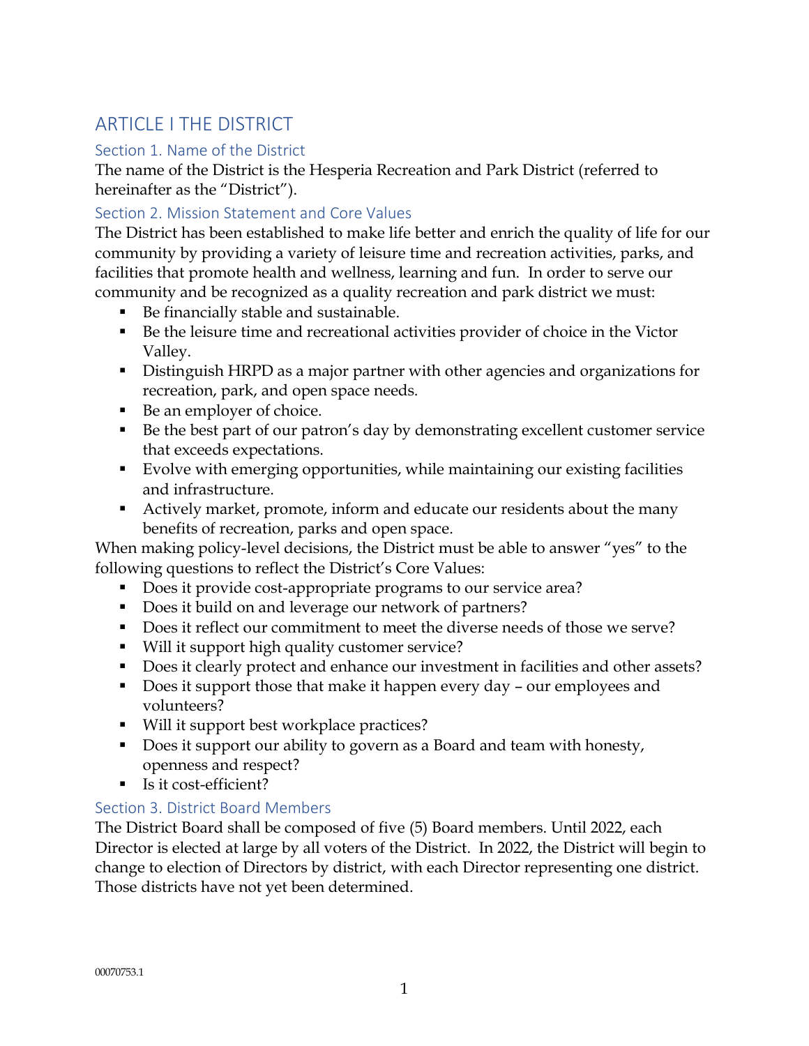# ARTICLE I THE DISTRICT

## Section 1. Name of the District

The name of the District is the Hesperia Recreation and Park District (referred to hereinafter as the "District").

## Section 2. Mission Statement and Core Values

The District has been established to make life better and enrich the quality of life for our community by providing a variety of leisure time and recreation activities, parks, and facilities that promote health and wellness, learning and fun. In order to serve our community and be recognized as a quality recreation and park district we must:

- Be financially stable and sustainable.
- Be the leisure time and recreational activities provider of choice in the Victor Valley.
- Distinguish HRPD as a major partner with other agencies and organizations for recreation, park, and open space needs.
- Be an employer of choice.
- Be the best part of our patron's day by demonstrating excellent customer service that exceeds expectations.
- Evolve with emerging opportunities, while maintaining our existing facilities and infrastructure.
- Actively market, promote, inform and educate our residents about the many benefits of recreation, parks and open space.

When making policy-level decisions, the District must be able to answer "yes" to the following questions to reflect the District's Core Values:

- Does it provide cost-appropriate programs to our service area?
- Does it build on and leverage our network of partners?
- Does it reflect our commitment to meet the diverse needs of those we serve?
- Will it support high quality customer service?
- Does it clearly protect and enhance our investment in facilities and other assets?
- Does it support those that make it happen every day – our employees and volunteers?
- Will it support best workplace practices?
- Does it support our ability to govern as a Board and team with honesty, openness and respect?
- Is it cost-efficient?

## Section 3. District Board Members

The District Board shall be composed of five (5) Board members. Until 2022, each Director is elected at large by all voters of the District. In 2022, the District will begin to change to election of Directors by district, with each Director representing one district. Those districts have not yet been determined.

00070753.1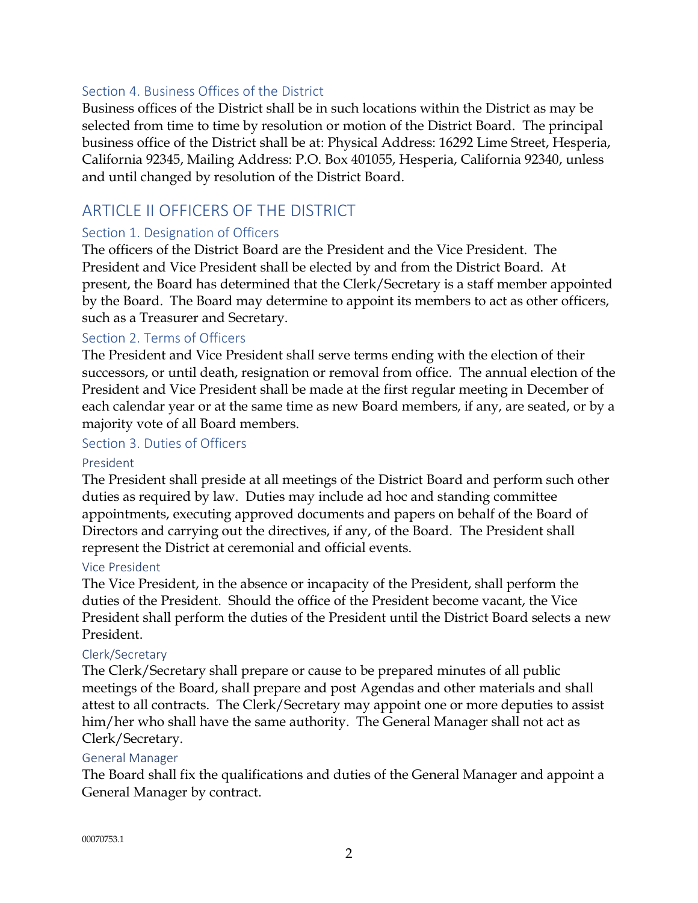### Section 4. Business Offices of the District

Business offices of the District shall be in such locations within the District as may be selected from time to time by resolution or motion of the District Board. The principal business office of the District shall be at: Physical Address: 16292 Lime Street, Hesperia, California 92345, Mailing Address: P.O. Box 401055, Hesperia, California 92340, unless and until changed by resolution of the District Board.

## ARTICLE II OFFICERS OF THE DISTRICT

### Section 1. Designation of Officers

The officers of the District Board are the President and the Vice President. The President and Vice President shall be elected by and from the District Board. At present, the Board has determined that the Clerk/Secretary is a staff member appointed by the Board. The Board may determine to appoint its members to act as other officers, such as a Treasurer and Secretary.

### Section 2. Terms of Officers

The President and Vice President shall serve terms ending with the election of their successors, or until death, resignation or removal from office. The annual election of the President and Vice President shall be made at the first regular meeting in December of each calendar year or at the same time as new Board members, if any, are seated, or by a majority vote of all Board members.

### Section 3. Duties of Officers

#### President

The President shall preside at all meetings of the District Board and perform such other duties as required by law. Duties may include ad hoc and standing committee appointments, executing approved documents and papers on behalf of the Board of Directors and carrying out the directives, if any, of the Board. The President shall represent the District at ceremonial and official events.

#### Vice President

The Vice President, in the absence or incapacity of the President, shall perform the duties of the President. Should the office of the President become vacant, the Vice President shall perform the duties of the President until the District Board selects a new President.

#### Clerk/Secretary

The Clerk/Secretary shall prepare or cause to be prepared minutes of all public meetings of the Board, shall prepare and post Agendas and other materials and shall attest to all contracts. The Clerk/Secretary may appoint one or more deputies to assist him/her who shall have the same authority. The General Manager shall not act as Clerk/Secretary.

#### General Manager

The Board shall fix the qualifications and duties of the General Manager and appoint a General Manager by contract.

00070753.1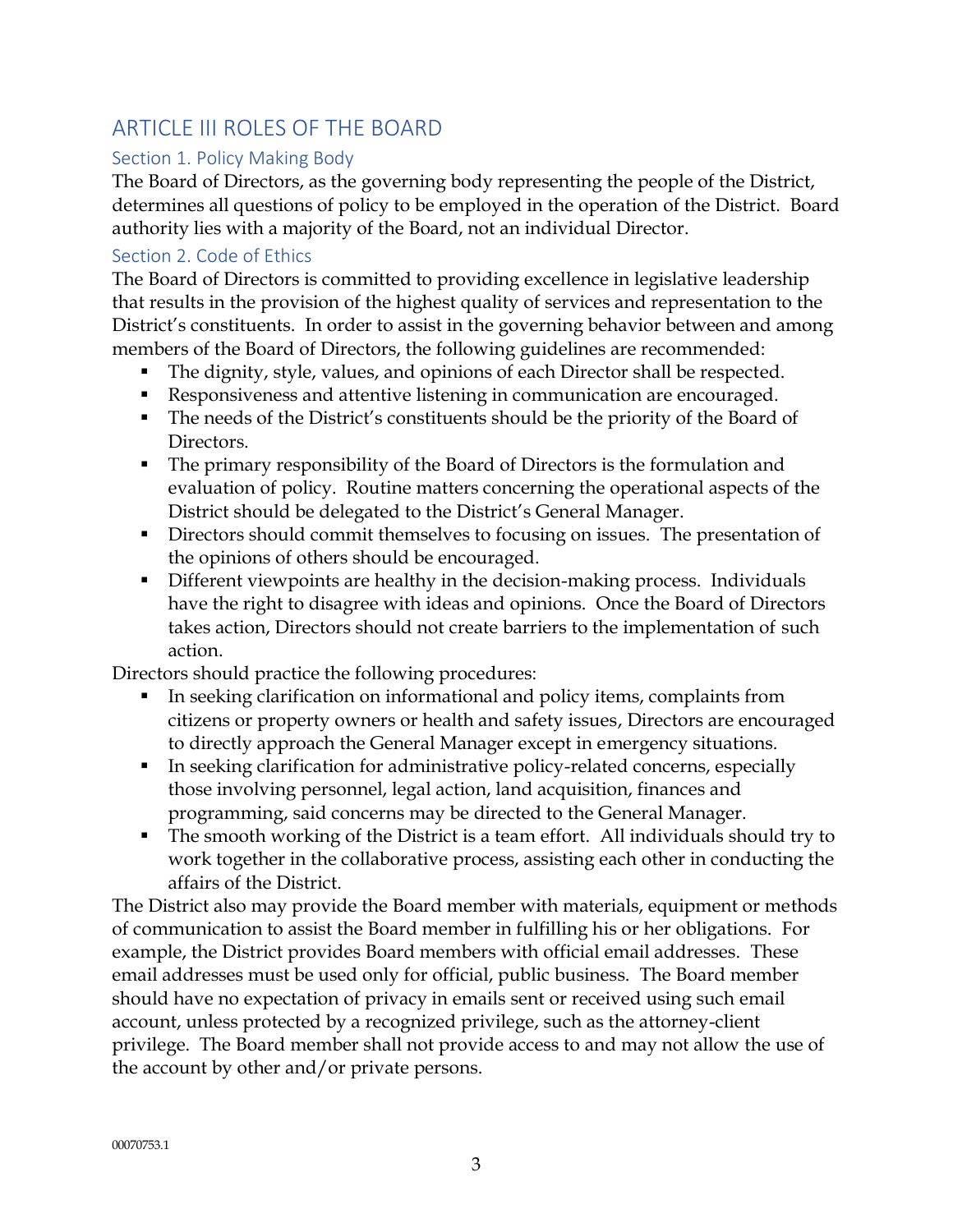## ARTICLE III ROLES OF THE BOARD

### Section 1. Policy Making Body

The Board of Directors, as the governing body representing the people of the District, determines all questions of policy to be employed in the operation of the District. Board authority lies with a majority of the Board, not an individual Director.

### Section 2. Code of Ethics

The Board of Directors is committed to providing excellence in legislative leadership that results in the provision of the highest quality of services and representation to the District's constituents. In order to assist in the governing behavior between and among members of the Board of Directors, the following guidelines are recommended:

- The dignity, style, values, and opinions of each Director shall be respected.
- Responsiveness and attentive listening in communication are encouraged.
- The needs of the District's constituents should be the priority of the Board of Directors.
- The primary responsibility of the Board of Directors is the formulation and evaluation of policy. Routine matters concerning the operational aspects of the District should be delegated to the District's General Manager.
- Directors should commit themselves to focusing on issues. The presentation of the opinions of others should be encouraged.
- Different viewpoints are healthy in the decision-making process. Individuals have the right to disagree with ideas and opinions. Once the Board of Directors takes action, Directors should not create barriers to the implementation of such action.

Directors should practice the following procedures:

- In seeking clarification on informational and policy items, complaints from citizens or property owners or health and safety issues, Directors are encouraged to directly approach the General Manager except in emergency situations.
- In seeking clarification for administrative policy-related concerns, especially those involving personnel, legal action, land acquisition, finances and programming, said concerns may be directed to the General Manager.
- The smooth working of the District is a team effort. All individuals should try to work together in the collaborative process, assisting each other in conducting the affairs of the District.

The District also may provide the Board member with materials, equipment or methods of communication to assist the Board member in fulfilling his or her obligations. For example, the District provides Board members with official email addresses. These email addresses must be used only for official, public business. The Board member should have no expectation of privacy in emails sent or received using such email account, unless protected by a recognized privilege, such as the attorney-client privilege. The Board member shall not provide access to and may not allow the use of the account by other and/or private persons.

00070753.1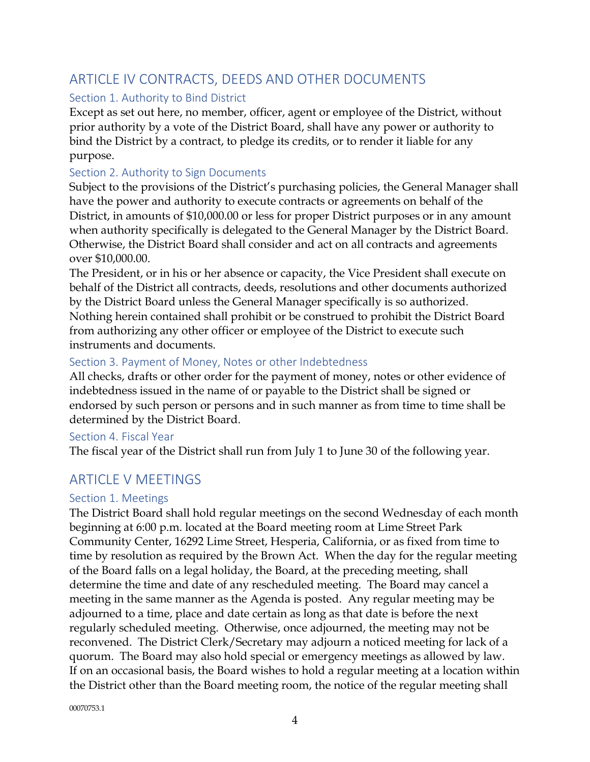## ARTICLE IV CONTRACTS, DEEDS AND OTHER DOCUMENTS

### Section 1. Authority to Bind District

Except as set out here, no member, officer, agent or employee of the District, without prior authority by a vote of the District Board, shall have any power or authority to bind the District by a contract, to pledge its credits, or to render it liable for any purpose.

### Section 2. Authority to Sign Documents

Subject to the provisions of the District's purchasing policies, the General Manager shall have the power and authority to execute contracts or agreements on behalf of the District, in amounts of $10,000.00 or less for proper District purposes or in any amount when authority specifically is delegated to the General Manager by the District Board. Otherwise, the District Board shall consider and act on all contracts and agreements over $10,000.00.

The President, or in his or her absence or capacity, the Vice President shall execute on behalf of the District all contracts, deeds, resolutions and other documents authorized by the District Board unless the General Manager specifically is so authorized. Nothing herein contained shall prohibit or be construed to prohibit the District Board from authorizing any other officer or employee of the District to execute such instruments and documents.

### Section 3. Payment of Money, Notes or other Indebtedness

All checks, drafts or other order for the payment of money, notes or other evidence of indebtedness issued in the name of or payable to the District shall be signed or endorsed by such person or persons and in such manner as from time to time shall be determined by the District Board.

### Section 4. Fiscal Year

The fiscal year of the District shall run from July 1 to June 30 of the following year.

## ARTICLE V MEETINGS

### Section 1. Meetings

The District Board shall hold regular meetings on the second Wednesday of each month beginning at 6:00 p.m. located at the Board meeting room at Lime Street Park Community Center, 16292 Lime Street, Hesperia, California, or as fixed from time to time by resolution as required by the Brown Act. When the day for the regular meeting of the Board falls on a legal holiday, the Board, at the preceding meeting, shall determine the time and date of any rescheduled meeting. The Board may cancel a meeting in the same manner as the Agenda is posted. Any regular meeting may be adjourned to a time, place and date certain as long as that date is before the next regularly scheduled meeting. Otherwise, once adjourned, the meeting may not be reconvened. The District Clerk/Secretary may adjourn a noticed meeting for lack of a quorum. The Board may also hold special or emergency meetings as allowed by law. If on an occasional basis, the Board wishes to hold a regular meeting at a location within the District other than the Board meeting room, the notice of the regular meeting shall

00070753.1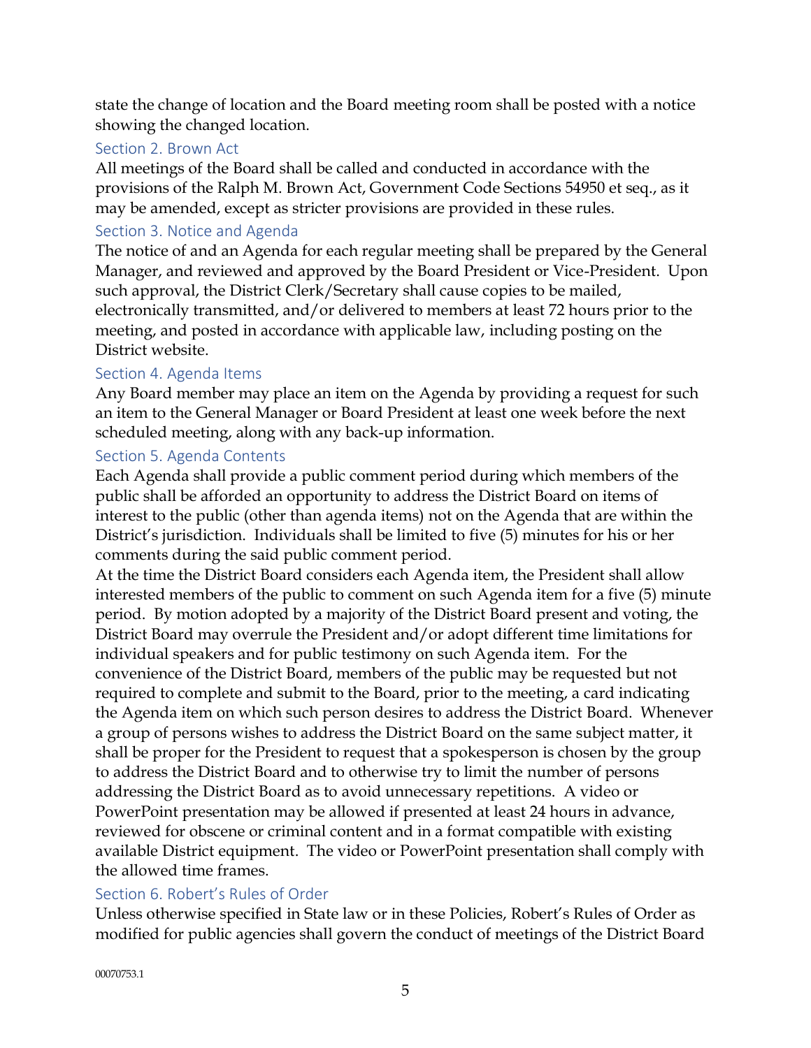state the change of location and the Board meeting room shall be posted with a notice showing the changed location.

### Section 2. Brown Act

All meetings of the Board shall be called and conducted in accordance with the provisions of the Ralph M. Brown Act, Government Code Sections 54950 et seq., as it may be amended, except as stricter provisions are provided in these rules.

### Section 3. Notice and Agenda

The notice of and an Agenda for each regular meeting shall be prepared by the General Manager, and reviewed and approved by the Board President or Vice-President. Upon such approval, the District Clerk/Secretary shall cause copies to be mailed, electronically transmitted, and/or delivered to members at least 72 hours prior to the meeting, and posted in accordance with applicable law, including posting on the District website.

### Section 4. Agenda Items

Any Board member may place an item on the Agenda by providing a request for such an item to the General Manager or Board President at least one week before the next scheduled meeting, along with any back-up information.

### Section 5. Agenda Contents

Each Agenda shall provide a public comment period during which members of the public shall be afforded an opportunity to address the District Board on items of interest to the public (other than agenda items) not on the Agenda that are within the District's jurisdiction. Individuals shall be limited to five (5) minutes for his or her comments during the said public comment period.

At the time the District Board considers each Agenda item, the President shall allow interested members of the public to comment on such Agenda item for a five (5) minute period. By motion adopted by a majority of the District Board present and voting, the District Board may overrule the President and/or adopt different time limitations for individual speakers and for public testimony on such Agenda item. For the convenience of the District Board, members of the public may be requested but not required to complete and submit to the Board, prior to the meeting, a card indicating the Agenda item on which such person desires to address the District Board. Whenever a group of persons wishes to address the District Board on the same subject matter, it shall be proper for the President to request that a spokesperson is chosen by the group to address the District Board and to otherwise try to limit the number of persons addressing the District Board as to avoid unnecessary repetitions. A video or PowerPoint presentation may be allowed if presented at least 24 hours in advance, reviewed for obscene or criminal content and in a format compatible with existing available District equipment. The video or PowerPoint presentation shall comply with the allowed time frames.

### Section 6. Robert's Rules of Order

Unless otherwise specified in State law or in these Policies, Robert's Rules of Order as modified for public agencies shall govern the conduct of meetings of the District Board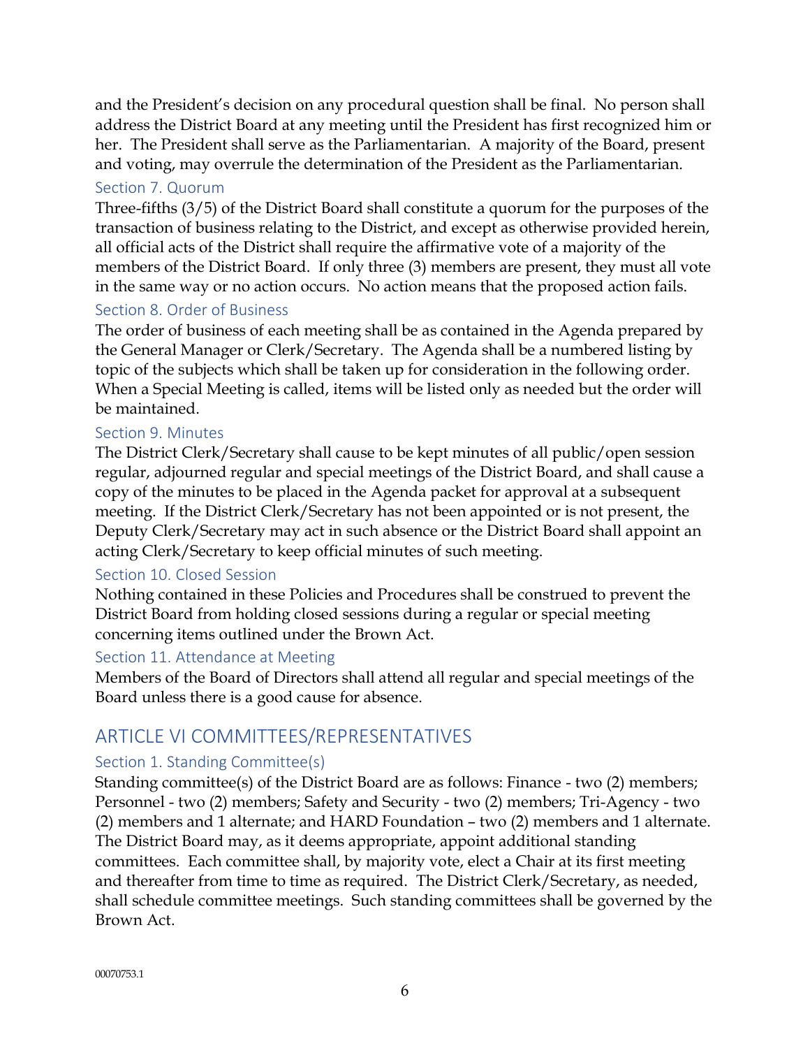and the President's decision on any procedural question shall be final. No person shall address the District Board at any meeting until the President has first recognized him or her. The President shall serve as the Parliamentarian. A majority of the Board, present and voting, may overrule the determination of the President as the Parliamentarian.

### Section 7. Quorum

Three-fifths (3/5) of the District Board shall constitute a quorum for the purposes of the transaction of business relating to the District, and except as otherwise provided herein, all official acts of the District shall require the affirmative vote of a majority of the members of the District Board. If only three (3) members are present, they must all vote in the same way or no action occurs. No action means that the proposed action fails.

### Section 8. Order of Business

The order of business of each meeting shall be as contained in the Agenda prepared by the General Manager or Clerk/Secretary. The Agenda shall be a numbered listing by topic of the subjects which shall be taken up for consideration in the following order. When a Special Meeting is called, items will be listed only as needed but the order will be maintained.

### Section 9. Minutes

The District Clerk/Secretary shall cause to be kept minutes of all public/open session regular, adjourned regular and special meetings of the District Board, and shall cause a copy of the minutes to be placed in the Agenda packet for approval at a subsequent meeting. If the District Clerk/Secretary has not been appointed or is not present, the Deputy Clerk/Secretary may act in such absence or the District Board shall appoint an acting Clerk/Secretary to keep official minutes of such meeting.

### Section 10. Closed Session

Nothing contained in these Policies and Procedures shall be construed to prevent the District Board from holding closed sessions during a regular or special meeting concerning items outlined under the Brown Act.

### Section 11. Attendance at Meeting

Members of the Board of Directors shall attend all regular and special meetings of the Board unless there is a good cause for absence.

## ARTICLE VI COMMITTEES/REPRESENTATIVES

### Section 1. Standing Committee(s)

Standing committee(s) of the District Board are as follows: Finance - two (2) members; Personnel - two (2) members; Safety and Security - two (2) members; Tri-Agency - two (2) members and 1 alternate; and HARD Foundation – two (2) members and 1 alternate. The District Board may, as it deems appropriate, appoint additional standing committees. Each committee shall, by majority vote, elect a Chair at its first meeting and thereafter from time to time as required. The District Clerk/Secretary, as needed, shall schedule committee meetings. Such standing committees shall be governed by the Brown Act.

00070753.1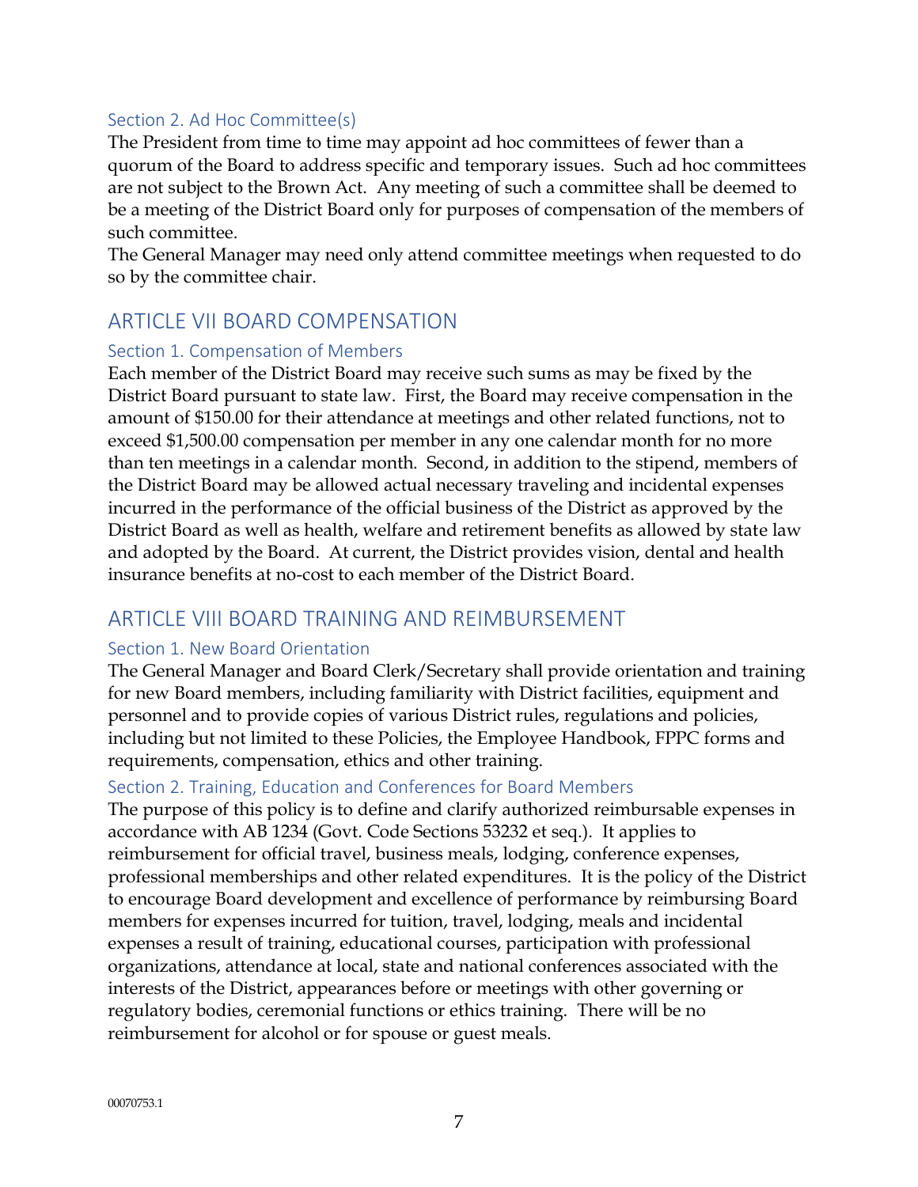### Section 2. Ad Hoc Committee(s)

The President from time to time may appoint ad hoc committees of fewer than a quorum of the Board to address specific and temporary issues. Such ad hoc committees are not subject to the Brown Act. Any meeting of such a committee shall be deemed to be a meeting of the District Board only for purposes of compensation of the members of such committee.

The General Manager may need only attend committee meetings when requested to do so by the committee chair.

## ARTICLE VII BOARD COMPENSATION

### Section 1. Compensation of Members

Each member of the District Board may receive such sums as may be fixed by the District Board pursuant to state law. First, the Board may receive compensation in the amount of $150.00 for their attendance at meetings and other related functions, not to exceed $1,500.00 compensation per member in any one calendar month for no more than ten meetings in a calendar month. Second, in addition to the stipend, members of the District Board may be allowed actual necessary traveling and incidental expenses incurred in the performance of the official business of the District as approved by the District Board as well as health, welfare and retirement benefits as allowed by state law and adopted by the Board. At current, the District provides vision, dental and health insurance benefits at no-cost to each member of the District Board.

## ARTICLE VIII BOARD TRAINING AND REIMBURSEMENT

### Section 1. New Board Orientation

The General Manager and Board Clerk/Secretary shall provide orientation and training for new Board members, including familiarity with District facilities, equipment and personnel and to provide copies of various District rules, regulations and policies, including but not limited to these Policies, the Employee Handbook, FPPC forms and requirements, compensation, ethics and other training.

### Section 2. Training, Education and Conferences for Board Members

The purpose of this policy is to define and clarify authorized reimbursable expenses in accordance with AB 1234 (Govt. Code Sections 53232 et seq.). It applies to reimbursement for official travel, business meals, lodging, conference expenses, professional memberships and other related expenditures. It is the policy of the District to encourage Board development and excellence of performance by reimbursing Board members for expenses incurred for tuition, travel, lodging, meals and incidental expenses a result of training, educational courses, participation with professional organizations, attendance at local, state and national conferences associated with the interests of the District, appearances before or meetings with other governing or regulatory bodies, ceremonial functions or ethics training. There will be no reimbursement for alcohol or for spouse or guest meals.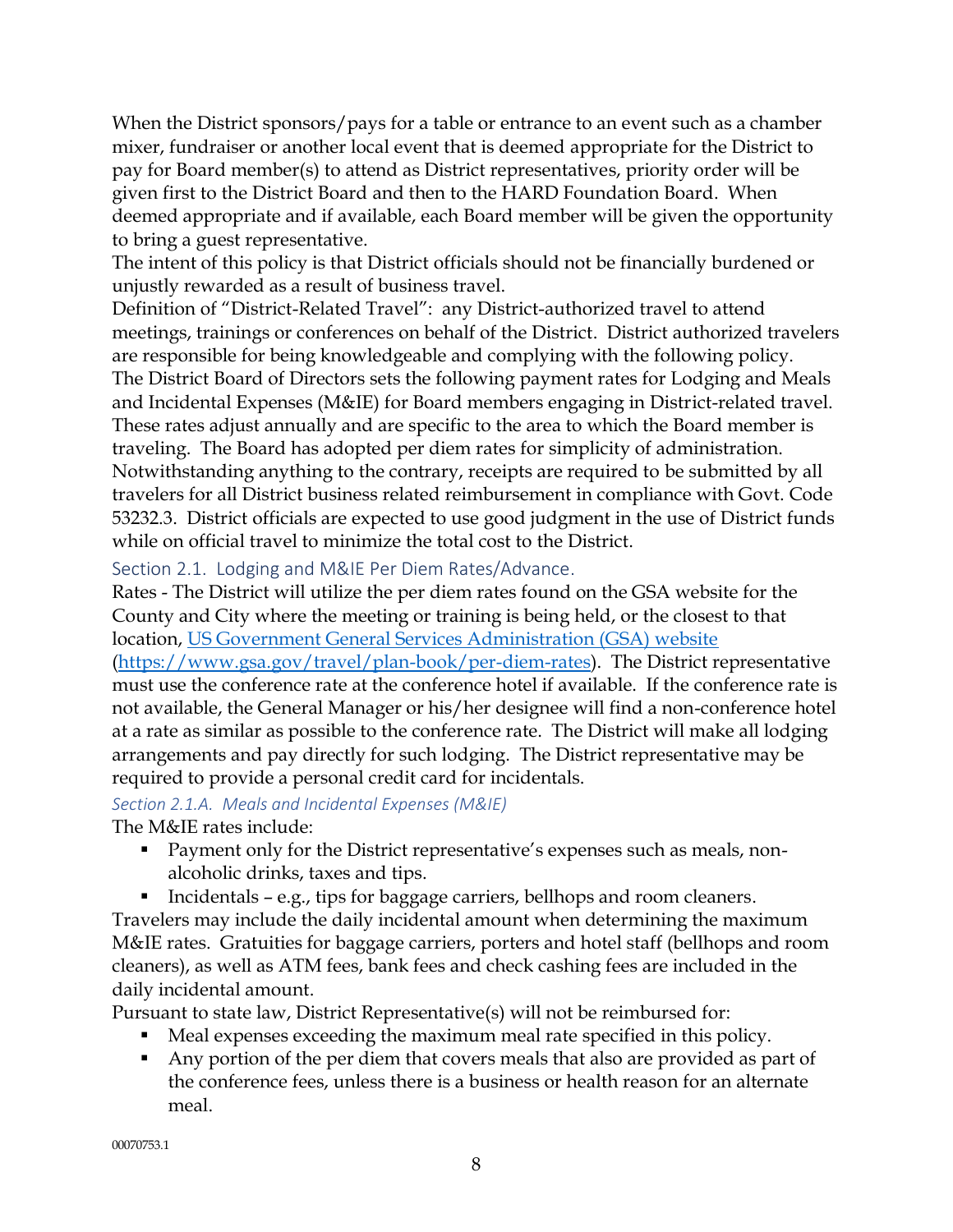When the District sponsors/pays for a table or entrance to an event such as a chamber mixer, fundraiser or another local event that is deemed appropriate for the District to pay for Board member(s) to attend as District representatives, priority order will be given first to the District Board and then to the HARD Foundation Board. When deemed appropriate and if available, each Board member will be given the opportunity to bring a guest representative.

The intent of this policy is that District officials should not be financially burdened or unjustly rewarded as a result of business travel.

Definition of "District-Related Travel": any District-authorized travel to attend meetings, trainings or conferences on behalf of the District. District authorized travelers are responsible for being knowledgeable and complying with the following policy.

The District Board of Directors sets the following payment rates for Lodging and Meals and Incidental Expenses (M&IE) for Board members engaging in District-related travel. These rates adjust annually and are specific to the area to which the Board member is traveling. The Board has adopted per diem rates for simplicity of administration. Notwithstanding anything to the contrary, receipts are required to be submitted by all travelers for all District business related reimbursement in compliance with Govt. Code 53232.3. District officials are expected to use good judgment in the use of District funds while on official travel to minimize the total cost to the District.

### Section 2.1. Lodging and M&IE Per Diem Rates/Advance.

Rates - The District will utilize the per diem rates found on the GSA website for the County and City where the meeting or training is being held, or the closest to that location, [US Government General Services Administration (GSA) website](https://www.gsa.gov/travel/plan-book/per-diem-rates) ([https://www.gsa.gov/travel/plan-book/per-diem-rates](https://www.gsa.gov/travel/plan-book/per-diem-rates)). The District representative must use the conference rate at the conference hotel if available. If the conference rate is not available, the General Manager or his/her designee will find a non-conference hotel at a rate as similar as possible to the conference rate. The District will make all lodging arrangements and pay directly for such lodging. The District representative may be required to provide a personal credit card for incidentals.

#### *Section 2.1.A. Meals and Incidental Expenses (M&IE)*

The M&IE rates include:

- Payment only for the District representative's expenses such as meals, non-alcoholic drinks, taxes and tips.
- Incidentals – e.g., tips for baggage carriers, bellhops and room cleaners.

Travelers may include the daily incidental amount when determining the maximum M&IE rates. Gratuities for baggage carriers, porters and hotel staff (bellhops and room cleaners), as well as ATM fees, bank fees and check cashing fees are included in the daily incidental amount.

Pursuant to state law, District Representative(s) will not be reimbursed for:

- Meal expenses exceeding the maximum meal rate specified in this policy.
- Any portion of the per diem that covers meals that also are provided as part of the conference fees, unless there is a business or health reason for an alternate meal.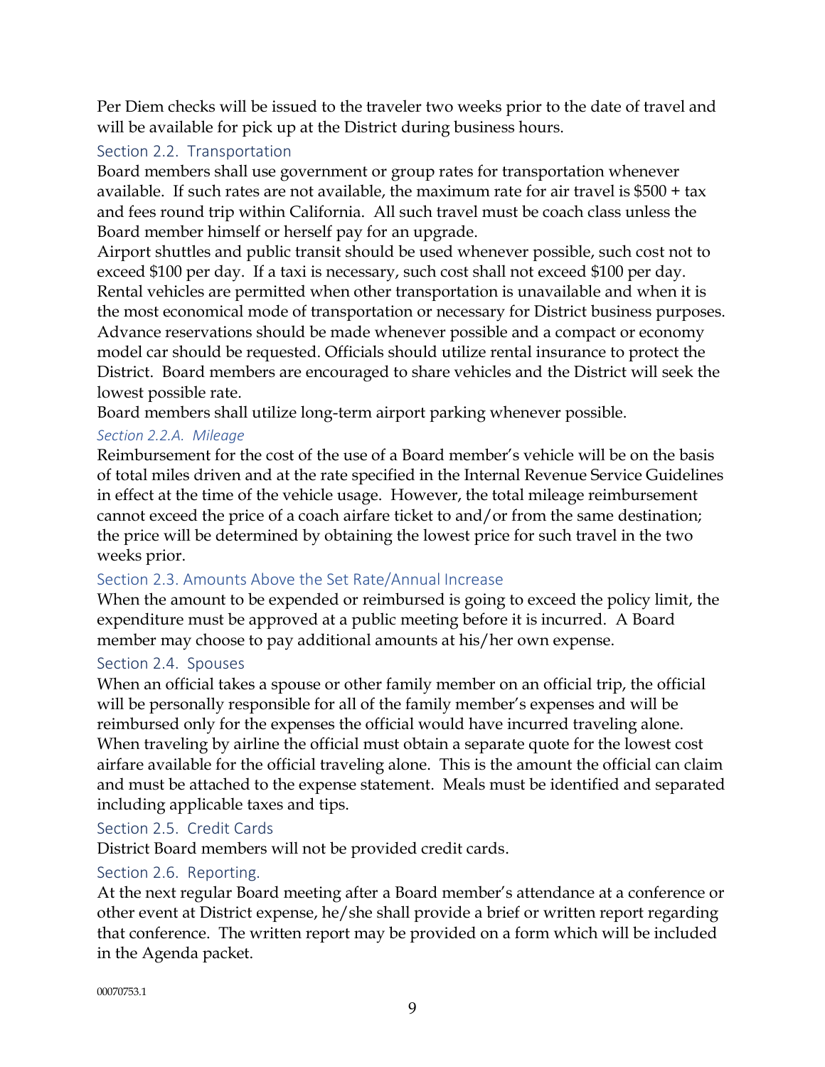Per Diem checks will be issued to the traveler two weeks prior to the date of travel and will be available for pick up at the District during business hours.

### Section 2.2. Transportation

Board members shall use government or group rates for transportation whenever available. If such rates are not available, the maximum rate for air travel is $500 + tax and fees round trip within California. All such travel must be coach class unless the Board member himself or herself pay for an upgrade.

Airport shuttles and public transit should be used whenever possible, such cost not to exceed $100 per day. If a taxi is necessary, such cost shall not exceed $100 per day. Rental vehicles are permitted when other transportation is unavailable and when it is the most economical mode of transportation or necessary for District business purposes. Advance reservations should be made whenever possible and a compact or economy model car should be requested. Officials should utilize rental insurance to protect the District. Board members are encouraged to share vehicles and the District will seek the lowest possible rate.

Board members shall utilize long-term airport parking whenever possible.

#### *Section 2.2.A. Mileage*

Reimbursement for the cost of the use of a Board member's vehicle will be on the basis of total miles driven and at the rate specified in the Internal Revenue Service Guidelines in effect at the time of the vehicle usage. However, the total mileage reimbursement cannot exceed the price of a coach airfare ticket to and/or from the same destination; the price will be determined by obtaining the lowest price for such travel in the two weeks prior.

### Section 2.3. Amounts Above the Set Rate/Annual Increase

When the amount to be expended or reimbursed is going to exceed the policy limit, the expenditure must be approved at a public meeting before it is incurred. A Board member may choose to pay additional amounts at his/her own expense.

### Section 2.4. Spouses

When an official takes a spouse or other family member on an official trip, the official will be personally responsible for all of the family member's expenses and will be reimbursed only for the expenses the official would have incurred traveling alone. When traveling by airline the official must obtain a separate quote for the lowest cost airfare available for the official traveling alone. This is the amount the official can claim and must be attached to the expense statement. Meals must be identified and separated including applicable taxes and tips.

### Section 2.5. Credit Cards

District Board members will not be provided credit cards.

### Section 2.6. Reporting.

At the next regular Board meeting after a Board member's attendance at a conference or other event at District expense, he/she shall provide a brief or written report regarding that conference. The written report may be provided on a form which will be included in the Agenda packet.

00070753.1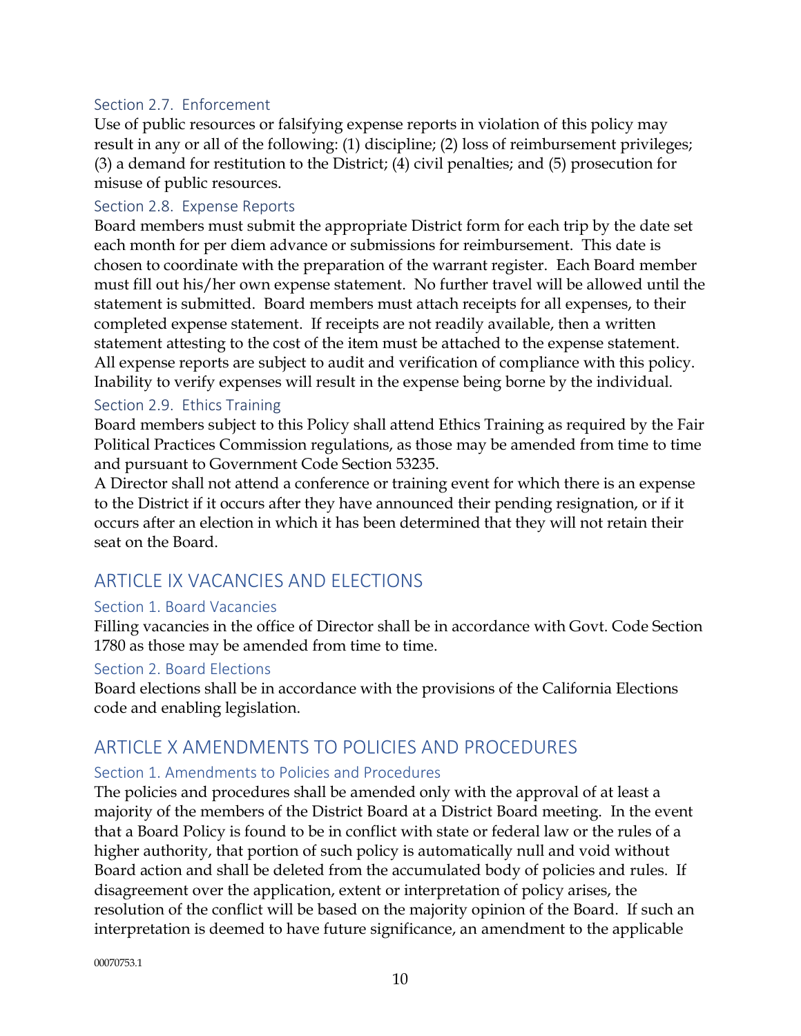### Section 2.7. Enforcement

Use of public resources or falsifying expense reports in violation of this policy may result in any or all of the following: (1) discipline; (2) loss of reimbursement privileges; (3) a demand for restitution to the District; (4) civil penalties; and (5) prosecution for misuse of public resources.

### Section 2.8. Expense Reports

Board members must submit the appropriate District form for each trip by the date set each month for per diem advance or submissions for reimbursement. This date is chosen to coordinate with the preparation of the warrant register. Each Board member must fill out his/her own expense statement. No further travel will be allowed until the statement is submitted. Board members must attach receipts for all expenses, to their completed expense statement. If receipts are not readily available, then a written statement attesting to the cost of the item must be attached to the expense statement. All expense reports are subject to audit and verification of compliance with this policy. Inability to verify expenses will result in the expense being borne by the individual.

### Section 2.9. Ethics Training

Board members subject to this Policy shall attend Ethics Training as required by the Fair Political Practices Commission regulations, as those may be amended from time to time and pursuant to Government Code Section 53235.

A Director shall not attend a conference or training event for which there is an expense to the District if it occurs after they have announced their pending resignation, or if it occurs after an election in which it has been determined that they will not retain their seat on the Board.

## ARTICLE IX VACANCIES AND ELECTIONS

### Section 1. Board Vacancies

Filling vacancies in the office of Director shall be in accordance with Govt. Code Section 1780 as those may be amended from time to time.

### Section 2. Board Elections

Board elections shall be in accordance with the provisions of the California Elections code and enabling legislation.

## ARTICLE X AMENDMENTS TO POLICIES AND PROCEDURES

### Section 1. Amendments to Policies and Procedures

The policies and procedures shall be amended only with the approval of at least a majority of the members of the District Board at a District Board meeting. In the event that a Board Policy is found to be in conflict with state or federal law or the rules of a higher authority, that portion of such policy is automatically null and void without Board action and shall be deleted from the accumulated body of policies and rules. If disagreement over the application, extent or interpretation of policy arises, the resolution of the conflict will be based on the majority opinion of the Board. If such an interpretation is deemed to have future significance, an amendment to the applicable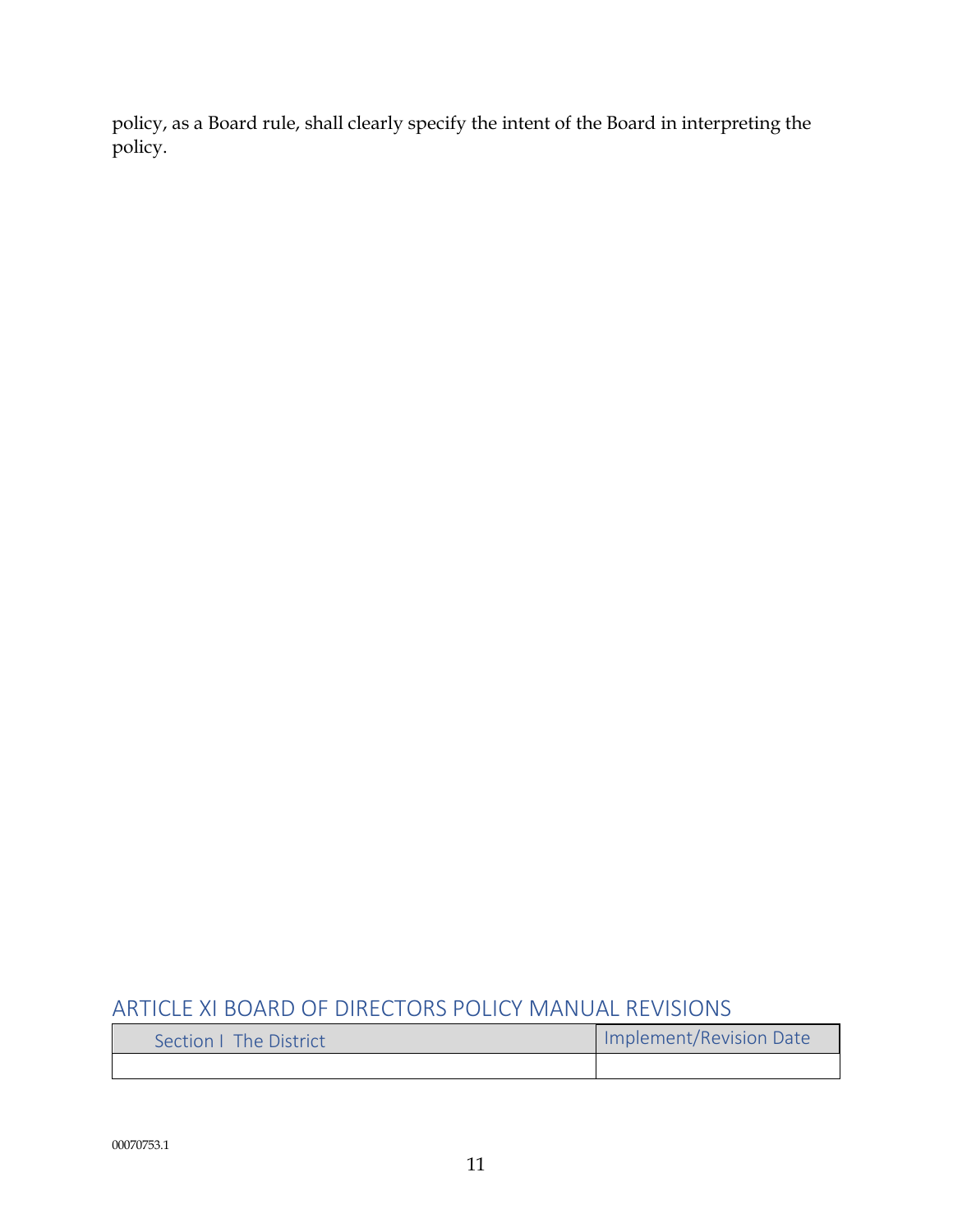policy, as a Board rule, shall clearly specify the intent of the Board in interpreting the policy.

## ARTICLE XI BOARD OF DIRECTORS POLICY MANUAL REVISIONS

| Section I The District | Implement/Revision Date |
|---|---|
| | |

00070753.1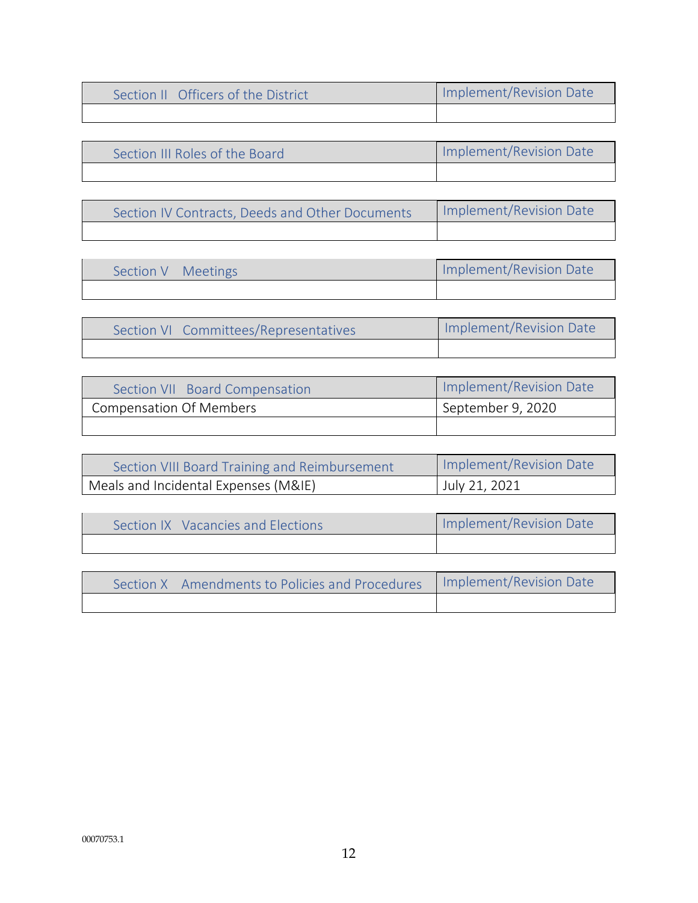| Section II Officers of the District | Implement/Revision Date |
|---|---|
| | |

| Section III Roles of the Board | Implement/Revision Date |
|---|---|
| | |

| Section IV Contracts, Deeds and Other Documents | Implement/Revision Date |
|---|---|
| | |

| Section V Meetings | Implement/Revision Date |
|---|---|
| | |

| Section VI Committees/Representatives | Implement/Revision Date |
|---|---|
| | |

| Section VII Board Compensation | Implement/Revision Date |
|---|---|
| Compensation Of Members | September 9, 2020 |
| | |

| Section VIII Board Training and Reimbursement | Implement/Revision Date |
|---|---|
| Meals and Incidental Expenses (M&IE) | July 21, 2021 |

| Section IX Vacancies and Elections | Implement/Revision Date |
|---|---|
| | |

| Section X Amendments to Policies and Procedures | Implement/Revision Date |
|---|---|
| | |

00070753.1